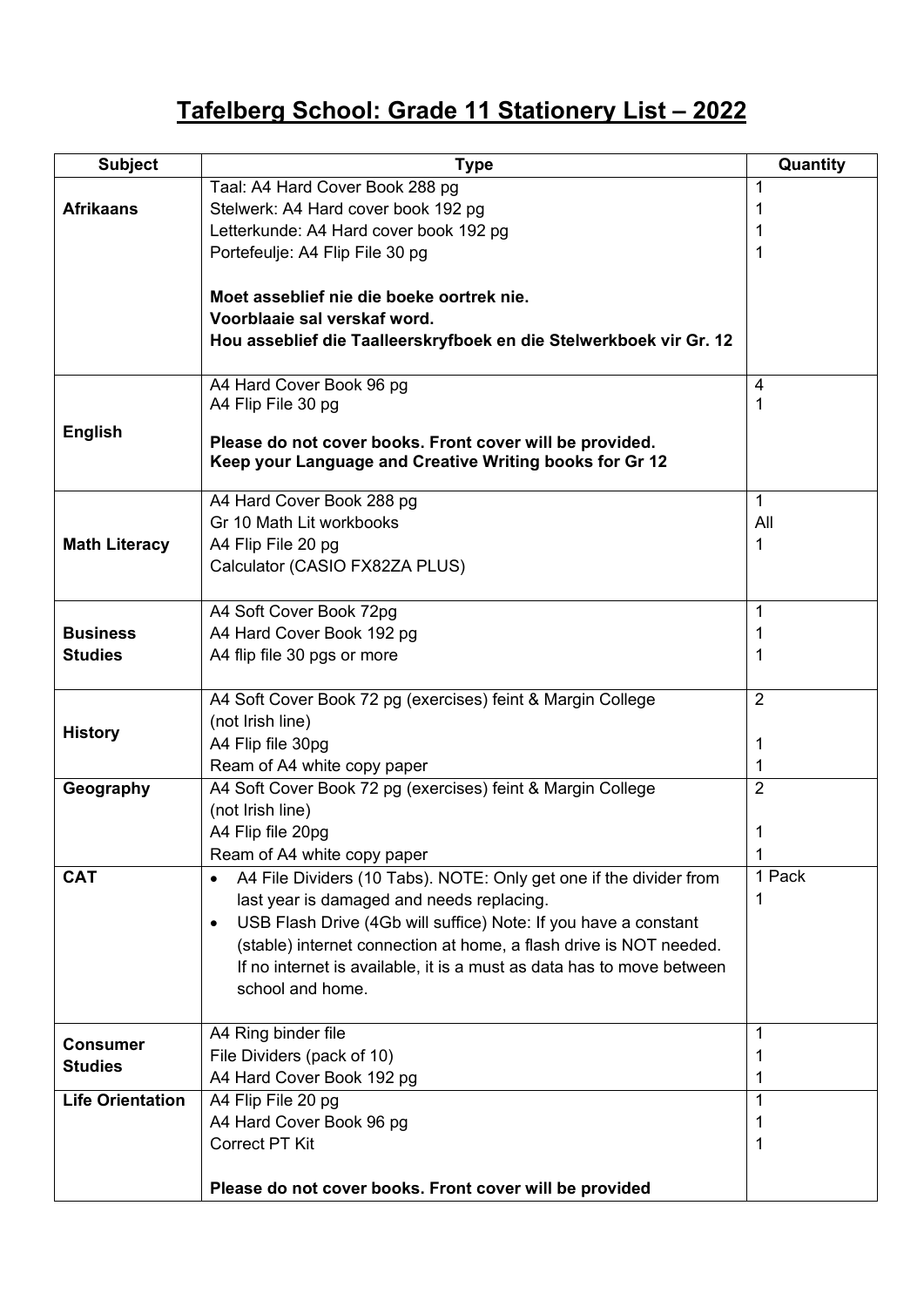# Tafelberg School: Grade 11 Stationery List – 2022

| Subject | Type | Quantity |
|---|---|---|
| **Afrikaans** | Taal: A4 Hard Cover Book 288 pg<br>Stelwerk: A4 Hard cover book 192 pg<br>Letterkunde: A4 Hard cover book 192 pg<br>Portefeulje: A4 Flip File 30 pg<br><br>**Moet asseblief nie die boeke oortrek nie.**<br>**Voorblaaie sal verskaf word.**<br>**Hou asseblief die Taalleerskryfboek en die Stelwerkboek vir Gr. 12** | 1<br>1<br>1<br>1 |
| **English** | A4 Hard Cover Book 96 pg<br>A4 Flip File 30 pg<br><br>**Please do not cover books. Front cover will be provided.**<br>**Keep your Language and Creative Writing books for Gr 12** | 4<br>1 |
| **Math Literacy** | A4 Hard Cover Book 288 pg<br>Gr 10 Math Lit workbooks<br>A4 Flip File 20 pg<br>Calculator (CASIO FX82ZA PLUS) | 1<br>All<br>1 |
| **Business Studies** | A4 Soft Cover Book 72pg<br>A4 Hard Cover Book 192 pg<br>A4 flip file 30 pgs or more | 1<br>1<br>1 |
| **History** | A4 Soft Cover Book 72 pg (exercises) feint & Margin College (not Irish line)<br>A4 Flip file 30pg<br>Ream of A4 white copy paper | 2<br><br>1<br>1 |
| **Geography** | A4 Soft Cover Book 72 pg (exercises) feint & Margin College (not Irish line)<br>A4 Flip file 20pg<br>Ream of A4 white copy paper | 2<br><br>1<br>1 |
| **CAT** | • A4 File Dividers (10 Tabs). NOTE: Only get one if the divider from last year is damaged and needs replacing.<br>• USB Flash Drive (4Gb will suffice) Note: If you have a constant (stable) internet connection at home, a flash drive is NOT needed. If no internet is available, it is a must as data has to move between school and home. | 1 Pack<br>1 |
| **Consumer Studies** | A4 Ring binder file<br>File Dividers (pack of 10)<br>A4 Hard Cover Book 192 pg | 1<br>1<br>1 |
| **Life Orientation** | A4 Flip File 20 pg<br>A4 Hard Cover Book 96 pg<br>Correct PT Kit<br><br>**Please do not cover books. Front cover will be provided** | 1<br>1<br>1 |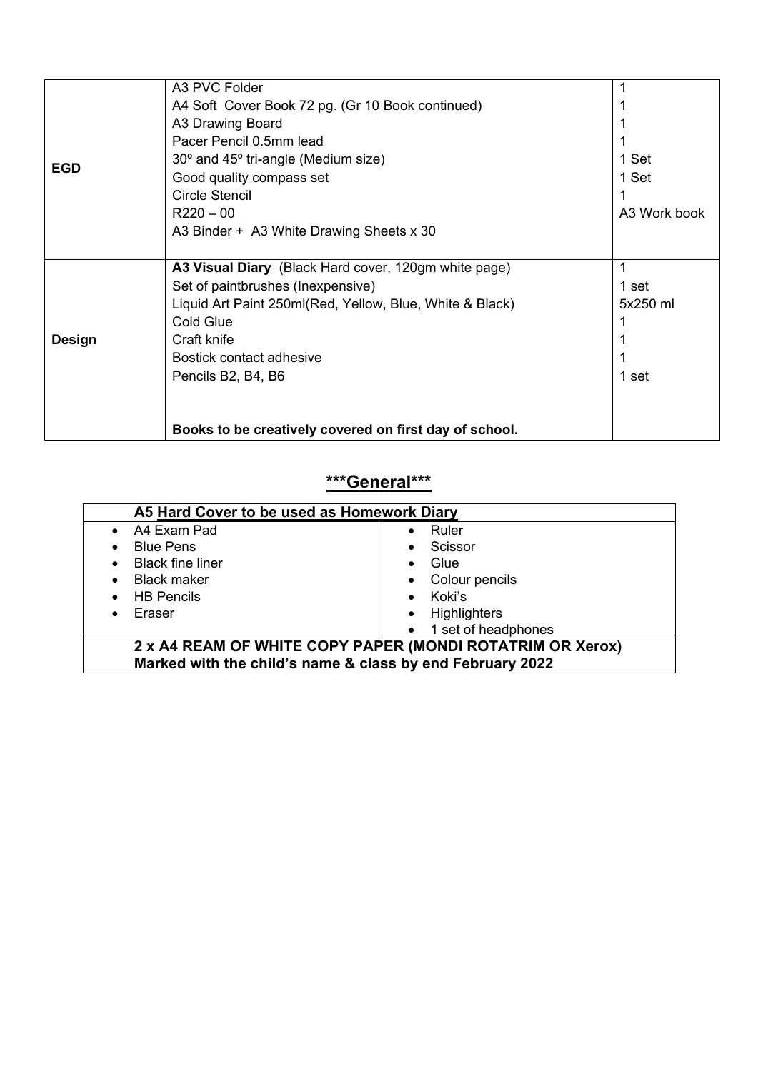| | | |
|---|---|---|
| **EGD** | A3 PVC Folder<br>A4 Soft Cover Book 72 pg. (Gr 10 Book continued)<br>A3 Drawing Board<br>Pacer Pencil 0.5mm lead<br>30º and 45º tri-angle (Medium size)<br>Good quality compass set<br>Circle Stencil<br>R220 – 00<br>A3 Binder + A3 White Drawing Sheets x 30 | 1<br>1<br>1<br>1<br>1 Set<br>1 Set<br>1<br>A3 Work book |
| **Design** | **A3 Visual Diary** (Black Hard cover, 120gm white page)<br>Set of paintbrushes (Inexpensive)<br>Liquid Art Paint 250ml(Red, Yellow, Blue, White & Black)<br>Cold Glue<br>Craft knife<br>Bostick contact adhesive<br>Pencils B2, B4, B6<br><br>**Books to be creatively covered on first day of school.** | 1<br>1 set<br>5x250 ml<br>1<br>1<br>1<br>1 set |

## ***General***

| **A5 Hard Cover to be used as Homework Diary** | |
|---|---|
| • A4 Exam Pad<br>• Blue Pens<br>• Black fine liner<br>• Black maker<br>• HB Pencils<br>• Eraser | • Ruler<br>• Scissor<br>• Glue<br>• Colour pencils<br>• Koki's<br>• Highlighters<br>• 1 set of headphones |
| **2 x A4 REAM OF WHITE COPY PAPER (MONDI ROTATRIM OR Xerox)**<br>**Marked with the child's name & class by end February 2022** | |